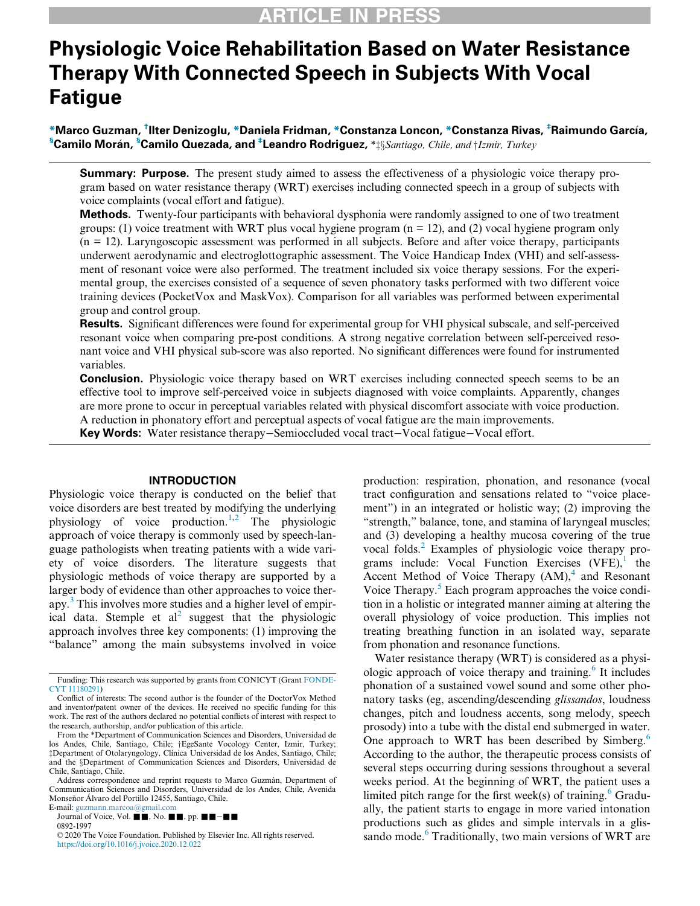# Physiologic Voice Rehabilitation Based on Water Resistance Therapy With Connected Speech in Subjects With Vocal Fatigue

[*]Marco Guzman, [†]Ilter Denizoglu, [*]Daniela Fridman, [*]Constanza Loncon, [*]Constanza Rivas, [‡]Raimundo García, [§]Camilo Morán, [§]Camilo Quezada, and [‡]Leandro Rodriguez, *‡§*Santiago, Chile, and* †*Izmir, Turkey*

**Summary: Purpose.** The present study aimed to assess the effectiveness of a physiologic voice therapy program based on water resistance therapy (WRT) exercises including connected speech in a group of subjects with voice complaints (vocal effort and fatigue).

**Methods.** Twenty-four participants with behavioral dysphonia were randomly assigned to one of two treatment groups: (1) voice treatment with WRT plus vocal hygiene program (n = 12), and (2) vocal hygiene program only (n = 12). Laryngoscopic assessment was performed in all subjects. Before and after voice therapy, participants underwent aerodynamic and electroglottographic assessment. The Voice Handicap Index (VHI) and self-assessment of resonant voice were also performed. The treatment included six voice therapy sessions. For the experimental group, the exercises consisted of a sequence of seven phonatory tasks performed with two different voice training devices (PocketVox and MaskVox). Comparison for all variables was performed between experimental group and control group.

**Results.** Significant differences were found for experimental group for VHI physical subscale, and self-perceived resonant voice when comparing pre-post conditions. A strong negative correlation between self-perceived resonant voice and VHI physical sub-score was also reported. No significant differences were found for instrumented variables.

**Conclusion.** Physiologic voice therapy based on WRT exercises including connected speech seems to be an effective tool to improve self-perceived voice in subjects diagnosed with voice complaints. Apparently, changes are more prone to occur in perceptual variables related with physical discomfort associate with voice production. A reduction in phonatory effort and perceptual aspects of vocal fatigue are the main improvements.

**Key Words:** Water resistance therapy–Semioccluded vocal tract–Vocal fatigue–Vocal effort.

## INTRODUCTION

Physiologic voice therapy is conducted on the belief that voice disorders are best treated by modifying the underlying physiology of voice production.[1,2] The physiologic approach of voice therapy is commonly used by speech-language pathologists when treating patients with a wide variety of voice disorders. The literature suggests that physiologic methods of voice therapy are supported by a larger body of evidence than other approaches to voice therapy.[3] This involves more studies and a higher level of empirical data. Stemple et al[2] suggest that the physiologic approach involves three key components: (1) improving the "balance" among the main subsystems involved in voice production: respiration, phonation, and resonance (vocal tract configuration and sensations related to "voice placement") in an integrated or holistic way; (2) improving the "strength," balance, tone, and stamina of laryngeal muscles; and (3) developing a healthy mucosa covering of the true vocal folds.[2] Examples of physiologic voice therapy programs include: Vocal Function Exercises (VFE),[1] the Accent Method of Voice Therapy (AM),[4] and Resonant Voice Therapy.[5] Each program approaches the voice condition in a holistic or integrated manner aiming at altering the overall physiology of voice production. This implies not treating breathing function in an isolated way, separate from phonation and resonance functions.

Water resistance therapy (WRT) is considered as a physiologic approach of voice therapy and training.[6] It includes phonation of a sustained vowel sound and some other phonatory tasks (eg, ascending/descending *glissandos*, loudness changes, pitch and loudness accents, song melody, speech prosody) into a tube with the distal end submerged in water. One approach to WRT has been described by Simberg.[6] According to the author, the therapeutic process consists of several steps occurring during sessions throughout a several weeks period. At the beginning of WRT, the patient uses a limited pitch range for the first week(s) of training.[6] Gradually, the patient starts to engage in more varied intonation productions such as glides and simple intervals in a glissando mode.[6] Traditionally, two main versions of WRT are

Funding: This research was supported by grants from CONICYT (Grant FONDECYT 11180291)

Conflict of interests: The second author is the founder of the DoctorVox Method and inventor/patent owner of the devices. He received no specific funding for this work. The rest of the authors declared no potential conflicts of interest with respect to the research, authorship, and/or publication of this article.

From the *Department of Communication Sciences and Disorders, Universidad de los Andes, Chile, Santiago, Chile; †EgeSante Vocology Center, Izmir, Turkey; ‡Department of Otolaryngology, Clínica Universidad de los Andes, Santiago, Chile; and the §Department of Communication Sciences and Disorders, Universidad de Chile, Santiago, Chile.

Address correspondence and reprint requests to Marco Guzmán, Department of Communication Sciences and Disorders, Universidad de los Andes, Chile, Avenida Monseñor Álvaro del Portillo 12455, Santiago, Chile.
E-mail: guzmann.marcoa@gmail.com

0892-1997

© 2020 The Voice Foundation. Published by Elsevier Inc. All rights reserved.
https://doi.org/10.1016/j.jvoice.2020.12.022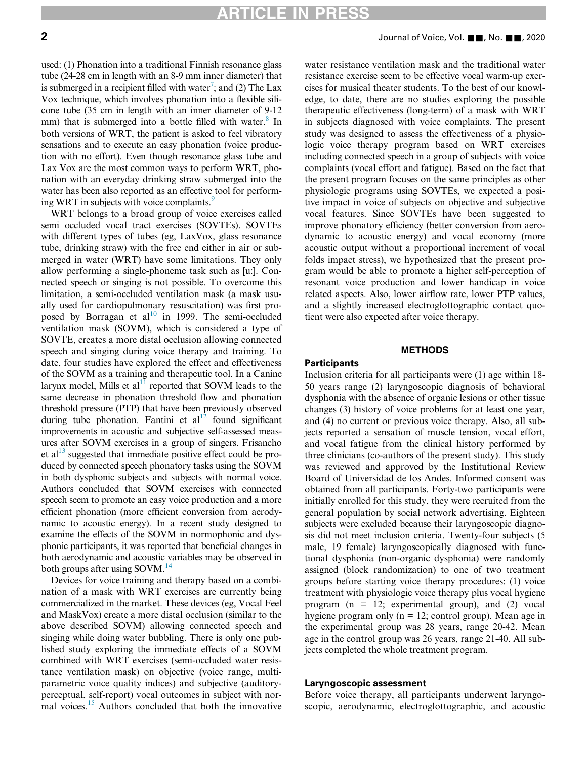used: (1) Phonation into a traditional Finnish resonance glass tube (24-28 cm in length with an 8-9 mm inner diameter) that is submerged in a recipient filled with water[7]; and (2) The Lax Vox technique, which involves phonation into a flexible silicone tube (35 cm in length with an inner diameter of 9-12 mm) that is submerged into a bottle filled with water.[8] In both versions of WRT, the patient is asked to feel vibratory sensations and to execute an easy phonation (voice production with no effort). Even though resonance glass tube and Lax Vox are the most common ways to perform WRT, phonation with an everyday drinking straw submerged into the water has been also reported as an effective tool for performing WRT in subjects with voice complaints.[9]

WRT belongs to a broad group of voice exercises called semi occluded vocal tract exercises (SOVTEs). SOVTEs with different types of tubes (eg, LaxVox, glass resonance tube, drinking straw) with the free end either in air or submerged in water (WRT) have some limitations. They only allow performing a single-phoneme task such as [u:]. Connected speech or singing is not possible. To overcome this limitation, a semi-occluded ventilation mask (a mask usually used for cardiopulmonary resuscitation) was first proposed by Borragan et al[10] in 1999. The semi-occluded ventilation mask (SOVM), which is considered a type of SOVTE, creates a more distal occlusion allowing connected speech and singing during voice therapy and training. To date, four studies have explored the effect and effectiveness of the SOVM as a training and therapeutic tool. In a Canine larynx model, Mills et al[11] reported that SOVM leads to the same decrease in phonation threshold flow and phonation threshold pressure (PTP) that have been previously observed during tube phonation. Fantini et al[12] found significant improvements in acoustic and subjective self-assessed measures after SOVM exercises in a group of singers. Frisancho et al[13] suggested that immediate positive effect could be produced by connected speech phonatory tasks using the SOVM in both dysphonic subjects and subjects with normal voice. Authors concluded that SOVM exercises with connected speech seem to promote an easy voice production and a more efficient phonation (more efficient conversion from aerodynamic to acoustic energy). In a recent study designed to examine the effects of the SOVM in normophonic and dysphonic participants, it was reported that beneficial changes in both aerodynamic and acoustic variables may be observed in both groups after using SOVM.[14]

Devices for voice training and therapy based on a combination of a mask with WRT exercises are currently being commercialized in the market. These devices (eg, Vocal Feel and MaskVox) create a more distal occlusion (similar to the above described SOVM) allowing connected speech and singing while doing water bubbling. There is only one published study exploring the immediate effects of a SOVM combined with WRT exercises (semi-occluded water resistance ventilation mask) on objective (voice range, multiparametric voice quality indices) and subjective (auditory-perceptual, self-report) vocal outcomes in subject with normal voices.[15] Authors concluded that both the innovative water resistance ventilation mask and the traditional water resistance exercise seem to be effective vocal warm-up exercises for musical theater students. To the best of our knowledge, to date, there are no studies exploring the possible therapeutic effectiveness (long-term) of a mask with WRT in subjects diagnosed with voice complaints. The present study was designed to assess the effectiveness of a physiologic voice therapy program based on WRT exercises including connected speech in a group of subjects with voice complaints (vocal effort and fatigue). Based on the fact that the present program focuses on the same principles as other physiologic programs using SOVTEs, we expected a positive impact in voice of subjects on objective and subjective vocal features. Since SOVTEs have been suggested to improve phonatory efficiency (better conversion from aerodynamic to acoustic energy) and vocal economy (more acoustic output without a proportional increment of vocal folds impact stress), we hypothesized that the present program would be able to promote a higher self-perception of resonant voice production and lower handicap in voice related aspects. Also, lower airflow rate, lower PTP values, and a slightly increased electroglottographic contact quotient were also expected after voice therapy.

## METHODS

### Participants

Inclusion criteria for all participants were (1) age within 18-50 years range (2) laryngoscopic diagnosis of behavioral dysphonia with the absence of organic lesions or other tissue changes (3) history of voice problems for at least one year, and (4) no current or previous voice therapy. Also, all subjects reported a sensation of muscle tension, vocal effort, and vocal fatigue from the clinical history performed by three clinicians (co-authors of the present study). This study was reviewed and approved by the Institutional Review Board of Universidad de los Andes. Informed consent was obtained from all participants. Forty-two participants were initially enrolled for this study, they were recruited from the general population by social network advertising. Eighteen subjects were excluded because their laryngoscopic diagnosis did not meet inclusion criteria. Twenty-four subjects (5 male, 19 female) laryngoscopically diagnosed with functional dysphonia (non-organic dysphonia) were randomly assigned (block randomization) to one of two treatment groups before starting voice therapy procedures: (1) voice treatment with physiologic voice therapy plus vocal hygiene program (n = 12; experimental group), and (2) vocal hygiene program only (n = 12; control group). Mean age in the experimental group was 28 years, range 20-42. Mean age in the control group was 26 years, range 21-40. All subjects completed the whole treatment program.

### Laryngoscopic assessment

Before voice therapy, all participants underwent laryngoscopic, aerodynamic, electroglottographic, and acoustic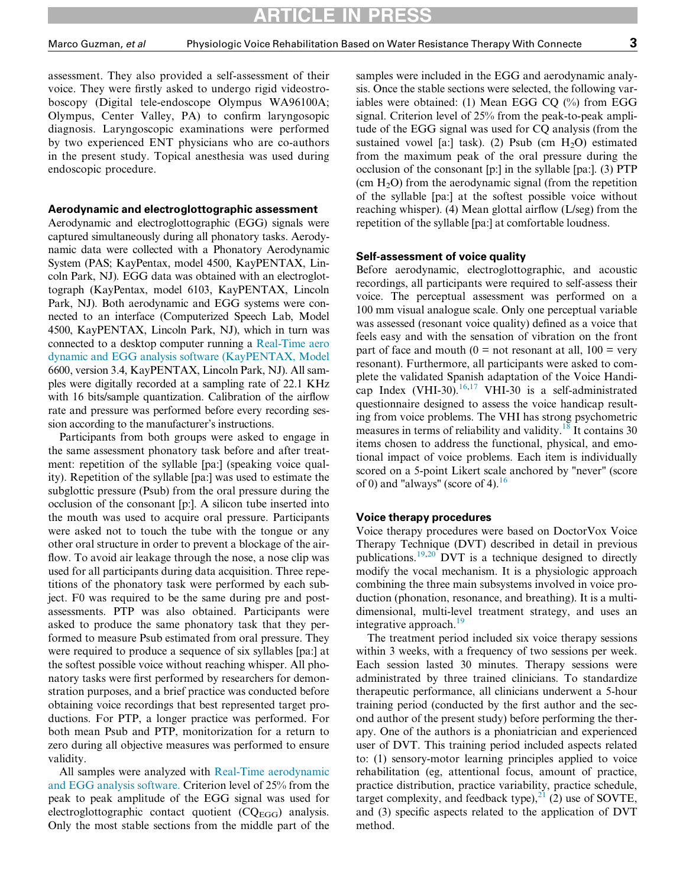assessment. They also provided a self-assessment of their voice. They were firstly asked to undergo rigid videostroboscopy (Digital tele-endoscope Olympus WA96100A; Olympus, Center Valley, PA) to confirm laryngosopic diagnosis. Laryngoscopic examinations were performed by two experienced ENT physicians who are co-authors in the present study. Topical anesthesia was used during endoscopic procedure.

### Aerodynamic and electroglottographic assessment

Aerodynamic and electroglottographic (EGG) signals were captured simultaneously during all phonatory tasks. Aerodynamic data were collected with a Phonatory Aerodynamic System (PAS; KayPentax, model 4500, KayPENTAX, Lincoln Park, NJ). EGG data was obtained with an electroglottograph (KayPentax, model 6103, KayPENTAX, Lincoln Park, NJ). Both aerodynamic and EGG systems were connected to an interface (Computerized Speech Lab, Model 4500, KayPENTAX, Lincoln Park, NJ), which in turn was connected to a desktop computer running a Real-Time aero dynamic and EGG analysis software (KayPENTAX, Model 6600, version 3.4, KayPENTAX, Lincoln Park, NJ). All samples were digitally recorded at a sampling rate of 22.1 KHz with 16 bits/sample quantization. Calibration of the airflow rate and pressure was performed before every recording session according to the manufacturer's instructions.

Participants from both groups were asked to engage in the same assessment phonatory task before and after treatment: repetition of the syllable [pa:] (speaking voice quality). Repetition of the syllable [pa:] was used to estimate the subglottic pressure (Psub) from the oral pressure during the occlusion of the consonant [p:]. A silicon tube inserted into the mouth was used to acquire oral pressure. Participants were asked not to touch the tube with the tongue or any other oral structure in order to prevent a blockage of the airflow. To avoid air leakage through the nose, a nose clip was used for all participants during data acquisition. Three repetitions of the phonatory task were performed by each subject. F0 was required to be the same during pre and post-assessments. PTP was also obtained. Participants were asked to produce the same phonatory task that they performed to measure Psub estimated from oral pressure. They were required to produce a sequence of six syllables [pa:] at the softest possible voice without reaching whisper. All phonatory tasks were first performed by researchers for demonstration purposes, and a brief practice was conducted before obtaining voice recordings that best represented target productions. For PTP, a longer practice was performed. For both mean Psub and PTP, monitorization for a return to zero during all objective measures was performed to ensure validity.

All samples were analyzed with Real-Time aerodynamic and EGG analysis software. Criterion level of 25% from the peak to peak amplitude of the EGG signal was used for electroglottographic contact quotient ($CQ_{EGG}$) analysis. Only the most stable sections from the middle part of the samples were included in the EGG and aerodynamic analysis. Once the stable sections were selected, the following variables were obtained: (1) Mean EGG CQ (%) from EGG signal. Criterion level of 25% from the peak-to-peak amplitude of the EGG signal was used for CQ analysis (from the sustained vowel [a:] task). (2) Psub (cm $H_2O$) estimated from the maximum peak of the oral pressure during the occlusion of the consonant [p:] in the syllable [pa:]. (3) PTP (cm $H_2O$) from the aerodynamic signal (from the repetition of the syllable [pa:] at the softest possible voice without reaching whisper). (4) Mean glottal airflow (L/seg) from the repetition of the syllable [pa:] at comfortable loudness.

### Self-assessment of voice quality

Before aerodynamic, electroglottographic, and acoustic recordings, all participants were required to self-assess their voice. The perceptual assessment was performed on a 100 mm visual analogue scale. Only one perceptual variable was assessed (resonant voice quality) defined as a voice that feels easy and with the sensation of vibration on the front part of face and mouth (0 = not resonant at all, 100 = very resonant). Furthermore, all participants were asked to complete the validated Spanish adaptation of the Voice Handicap Index (VHI-30).[16,17] VHI-30 is a self-administrated questionnaire designed to assess the voice handicap resulting from voice problems. The VHI has strong psychometric measures in terms of reliability and validity.[18] It contains 30 items chosen to address the functional, physical, and emotional impact of voice problems. Each item is individually scored on a 5-point Likert scale anchored by "never" (score of 0) and "always" (score of 4).[16]

### Voice therapy procedures

Voice therapy procedures were based on DoctorVox Voice Therapy Technique (DVT) described in detail in previous publications.[19,20] DVT is a technique designed to directly modify the vocal mechanism. It is a physiologic approach combining the three main subsystems involved in voice production (phonation, resonance, and breathing). It is a multidimensional, multi-level treatment strategy, and uses an integrative approach.[19]

The treatment period included six voice therapy sessions within 3 weeks, with a frequency of two sessions per week. Each session lasted 30 minutes. Therapy sessions were administrated by three trained clinicians. To standardize therapeutic performance, all clinicians underwent a 5-hour training period (conducted by the first author and the second author of the present study) before performing the therapy. One of the authors is a phoniatrician and experienced user of DVT. This training period included aspects related to: (1) sensory-motor learning principles applied to voice rehabilitation (eg, attentional focus, amount of practice, practice distribution, practice variability, practice schedule, target complexity, and feedback type),[21] (2) use of SOVTE, and (3) specific aspects related to the application of DVT method.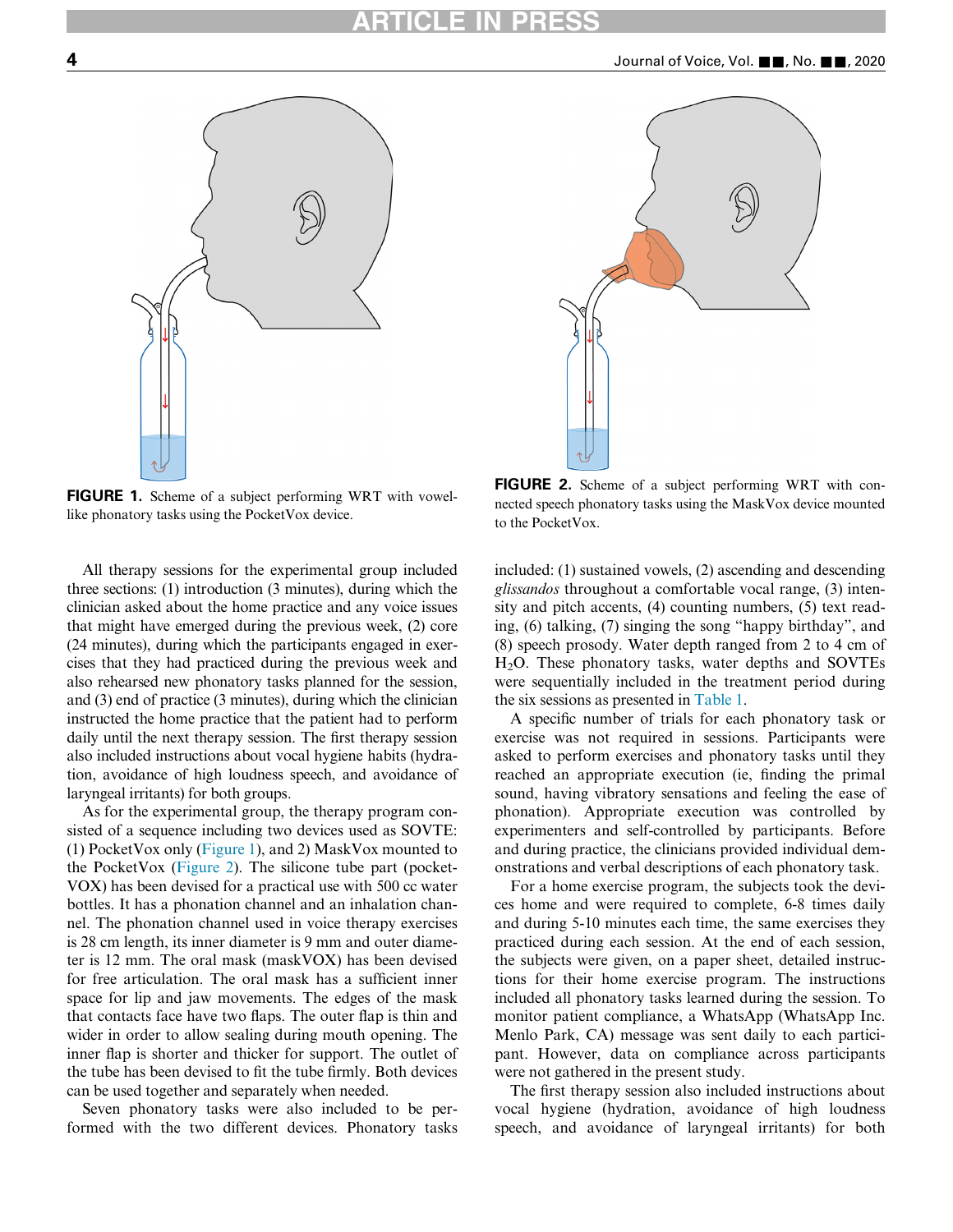FIGURE 1. Scheme of a subject performing WRT with vowel-like phonatory tasks using the PocketVox device.

FIGURE 2. Scheme of a subject performing WRT with connected speech phonatory tasks using the MaskVox device mounted to the PocketVox.

All therapy sessions for the experimental group included three sections: (1) introduction (3 minutes), during which the clinician asked about the home practice and any voice issues that might have emerged during the previous week, (2) core (24 minutes), during which the participants engaged in exercises that they had practiced during the previous week and also rehearsed new phonatory tasks planned for the session, and (3) end of practice (3 minutes), during which the clinician instructed the home practice that the patient had to perform daily until the next therapy session. The first therapy session also included instructions about vocal hygiene habits (hydration, avoidance of high loudness speech, and avoidance of laryngeal irritants) for both groups.

As for the experimental group, the therapy program consisted of a sequence including two devices used as SOVTE: (1) PocketVox only (Figure 1), and 2) MaskVox mounted to the PocketVox (Figure 2). The silicone tube part (pocketVOX) has been devised for a practical use with 500 cc water bottles. It has a phonation channel and an inhalation channel. The phonation channel used in voice therapy exercises is 28 cm length, its inner diameter is 9 mm and outer diameter is 12 mm. The oral mask (maskVOX) has been devised for free articulation. The oral mask has a sufficient inner space for lip and jaw movements. The edges of the mask that contacts face have two flaps. The outer flap is thin and wider in order to allow sealing during mouth opening. The inner flap is shorter and thicker for support. The outlet of the tube has been devised to fit the tube firmly. Both devices can be used together and separately when needed.

Seven phonatory tasks were also included to be performed with the two different devices. Phonatory tasks included: (1) sustained vowels, (2) ascending and descending *glissandos* throughout a comfortable vocal range, (3) intensity and pitch accents, (4) counting numbers, (5) text reading, (6) talking, (7) singing the song "happy birthday", and (8) speech prosody. Water depth ranged from 2 to 4 cm of $H_2O$. These phonatory tasks, water depths and SOVTEs were sequentially included in the treatment period during the six sessions as presented in Table 1.

A specific number of trials for each phonatory task or exercise was not required in sessions. Participants were asked to perform exercises and phonatory tasks until they reached an appropriate execution (ie, finding the primal sound, having vibratory sensations and feeling the ease of phonation). Appropriate execution was controlled by experimenters and self-controlled by participants. Before and during practice, the clinicians provided individual demonstrations and verbal descriptions of each phonatory task.

For a home exercise program, the subjects took the devices home and were required to complete, 6-8 times daily and during 5-10 minutes each time, the same exercises they practiced during each session. At the end of each session, the subjects were given, on a paper sheet, detailed instructions for their home exercise program. The instructions included all phonatory tasks learned during the session. To monitor patient compliance, a WhatsApp (WhatsApp Inc. Menlo Park, CA) message was sent daily to each participant. However, data on compliance across participants were not gathered in the present study.

The first therapy session also included instructions about vocal hygiene (hydration, avoidance of high loudness speech, and avoidance of laryngeal irritants) for both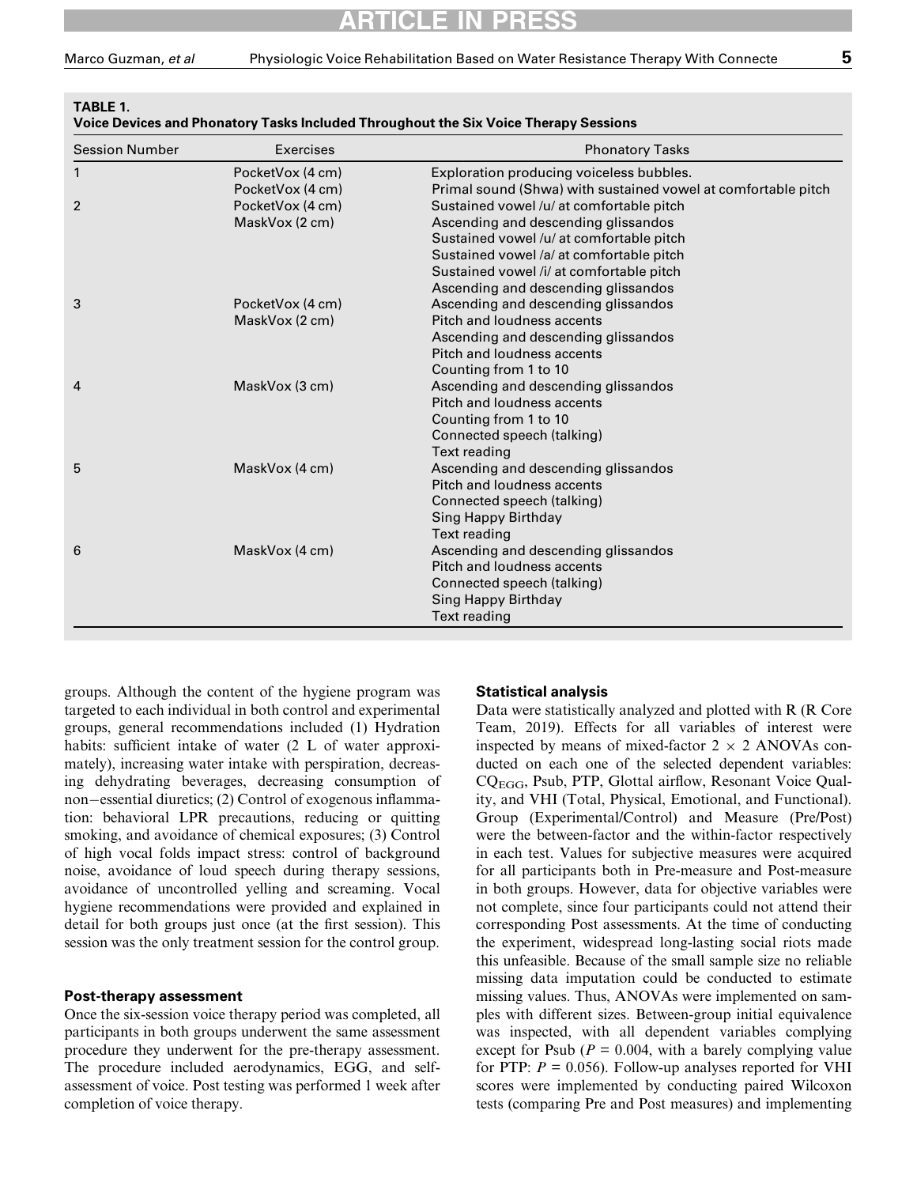**TABLE 1.**
**Voice Devices and Phonatory Tasks Included Throughout the Six Voice Therapy Sessions**

| Session Number | Exercises | Phonatory Tasks |
|---|---|---|
| 1 | PocketVox (4 cm) | Exploration producing voiceless bubbles. |
| | PocketVox (4 cm) | Primal sound (Shwa) with sustained vowel at comfortable pitch |
| 2 | PocketVox (4 cm) | Sustained vowel /u/ at comfortable pitch |
| | MaskVox (2 cm) | Ascending and descending glissandos |
| | | Sustained vowel /u/ at comfortable pitch |
| | | Sustained vowel /a/ at comfortable pitch |
| | | Sustained vowel /i/ at comfortable pitch |
| | | Ascending and descending glissandos |
| 3 | PocketVox (4 cm) | Ascending and descending glissandos |
| | MaskVox (2 cm) | Pitch and loudness accents |
| | | Ascending and descending glissandos |
| | | Pitch and loudness accents |
| | | Counting from 1 to 10 |
| 4 | MaskVox (3 cm) | Ascending and descending glissandos |
| | | Pitch and loudness accents |
| | | Counting from 1 to 10 |
| | | Connected speech (talking) |
| | | Text reading |
| 5 | MaskVox (4 cm) | Ascending and descending glissandos |
| | | Pitch and loudness accents |
| | | Connected speech (talking) |
| | | Sing Happy Birthday |
| | | Text reading |
| 6 | MaskVox (4 cm) | Ascending and descending glissandos |
| | | Pitch and loudness accents |
| | | Connected speech (talking) |
| | | Sing Happy Birthday |
| | | Text reading |

groups. Although the content of the hygiene program was targeted to each individual in both control and experimental groups, general recommendations included (1) Hydration habits: sufficient intake of water (2 L of water approximately), increasing water intake with perspiration, decreasing dehydrating beverages, decreasing consumption of non−essential diuretics; (2) Control of exogenous inflammation: behavioral LPR precautions, reducing or quitting smoking, and avoidance of chemical exposures; (3) Control of high vocal folds impact stress: control of background noise, avoidance of loud speech during therapy sessions, avoidance of uncontrolled yelling and screaming. Vocal hygiene recommendations were provided and explained in detail for both groups just once (at the first session). This session was the only treatment session for the control group.

### Post-therapy assessment

Once the six-session voice therapy period was completed, all participants in both groups underwent the same assessment procedure they underwent for the pre-therapy assessment. The procedure included aerodynamics, EGG, and self-assessment of voice. Post testing was performed 1 week after completion of voice therapy.

### Statistical analysis

Data were statistically analyzed and plotted with R (R Core Team, 2019). Effects for all variables of interest were inspected by means of mixed-factor 2 × 2 ANOVAs conducted on each one of the selected dependent variables: $CQ_{EGG}$, Psub, PTP, Glottal airflow, Resonant Voice Quality, and VHI (Total, Physical, Emotional, and Functional). Group (Experimental/Control) and Measure (Pre/Post) were the between-factor and the within-factor respectively in each test. Values for subjective measures were acquired for all participants both in Pre-measure and Post-measure in both groups. However, data for objective variables were not complete, since four participants could not attend their corresponding Post assessments. At the time of conducting the experiment, widespread long-lasting social riots made this unfeasible. Because of the small sample size no reliable missing data imputation could be conducted to estimate missing values. Thus, ANOVAs were implemented on samples with different sizes. Between-group initial equivalence was inspected, with all dependent variables complying except for Psub ($P = 0.004$, with a barely complying value for PTP: $P = 0.056$). Follow-up analyses reported for VHI scores were implemented by conducting paired Wilcoxon tests (comparing Pre and Post measures) and implementing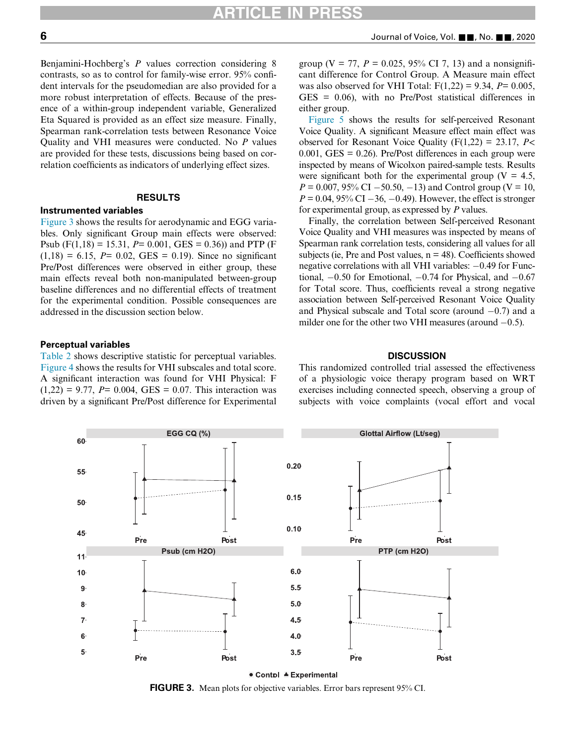Benjamini-Hochberg's $P$ values correction considering 8 contrasts, so as to control for family-wise error. 95% confident intervals for the pseudomedian are also provided for a more robust interpretation of effects. Because of the presence of a within-group independent variable, Generalized Eta Squared is provided as an effect size measure. Finally, Spearman rank-correlation tests between Resonance Voice Quality and VHI measures were conducted. No $P$ values are provided for these tests, discussions being based on correlation coefficients as indicators of underlying effect sizes.

## RESULTS

### Instrumented variables

Figure 3 shows the results for aerodynamic and EGG variables. Only significant Group main effects were observed: Psub ($F(1,18) = 15.31$, $P = 0.001$, GES = 0.36)) and PTP ($F(1,18) = 6.15$, $P = 0.02$, GES = 0.19). Since no significant Pre/Post differences were observed in either group, these main effects reveal both non-manipulated between-group baseline differences and no differential effects of treatment for the experimental condition. Possible consequences are addressed in the discussion section below.

### Perceptual variables

Table 2 shows descriptive statistic for perceptual variables. Figure 4 shows the results for VHI subscales and total score. A significant interaction was found for VHI Physical: $F(1,22) = 9.77$, $P = 0.004$, GES = 0.07. This interaction was driven by a significant Pre/Post difference for Experimental group ($V = 77$, $P = 0.025$, 95% CI 7, 13) and a nonsignificant difference for Control Group. A Measure main effect was also observed for VHI Total: $F(1,22) = 9.34$, $P = 0.005$, GES = 0.06), with no Pre/Post statistical differences in either group.

Figure 5 shows the results for self-perceived Resonant Voice Quality. A significant Measure effect main effect was observed for Resonant Voice Quality ($F(1,22) = 23.17$, $P < 0.001$, GES = 0.26). Pre/Post differences in each group were inspected by means of Wicolxon paired-sample tests. Results were significant both for the experimental group ($V = 4.5$, $P = 0.007$, 95% CI −50.50, −13) and Control group ($V = 10$, $P = 0.04$, 95% CI −36, −0.49). However, the effect is stronger for experimental group, as expressed by $P$ values.

Finally, the correlation between Self-perceived Resonant Voice Quality and VHI measures was inspected by means of Spearman rank correlation tests, considering all values for all subjects (ie, Pre and Post values, n = 48). Coefficients showed negative correlations with all VHI variables: −0.49 for Functional, −0.50 for Emotional, −0.74 for Physical, and −0.67 for Total score. Thus, coefficients reveal a strong negative association between Self-perceived Resonant Voice Quality and Physical subscale and Total score (around −0.7) and a milder one for the other two VHI measures (around −0.5).

## DISCUSSION

This randomized controlled trial assessed the effectiveness of a physiologic voice therapy program based on WRT exercises including connected speech, observing a group of subjects with voice complaints (vocal effort and vocal

**FIGURE 3.** Mean plots for objective variables. Error bars represent 95% CI.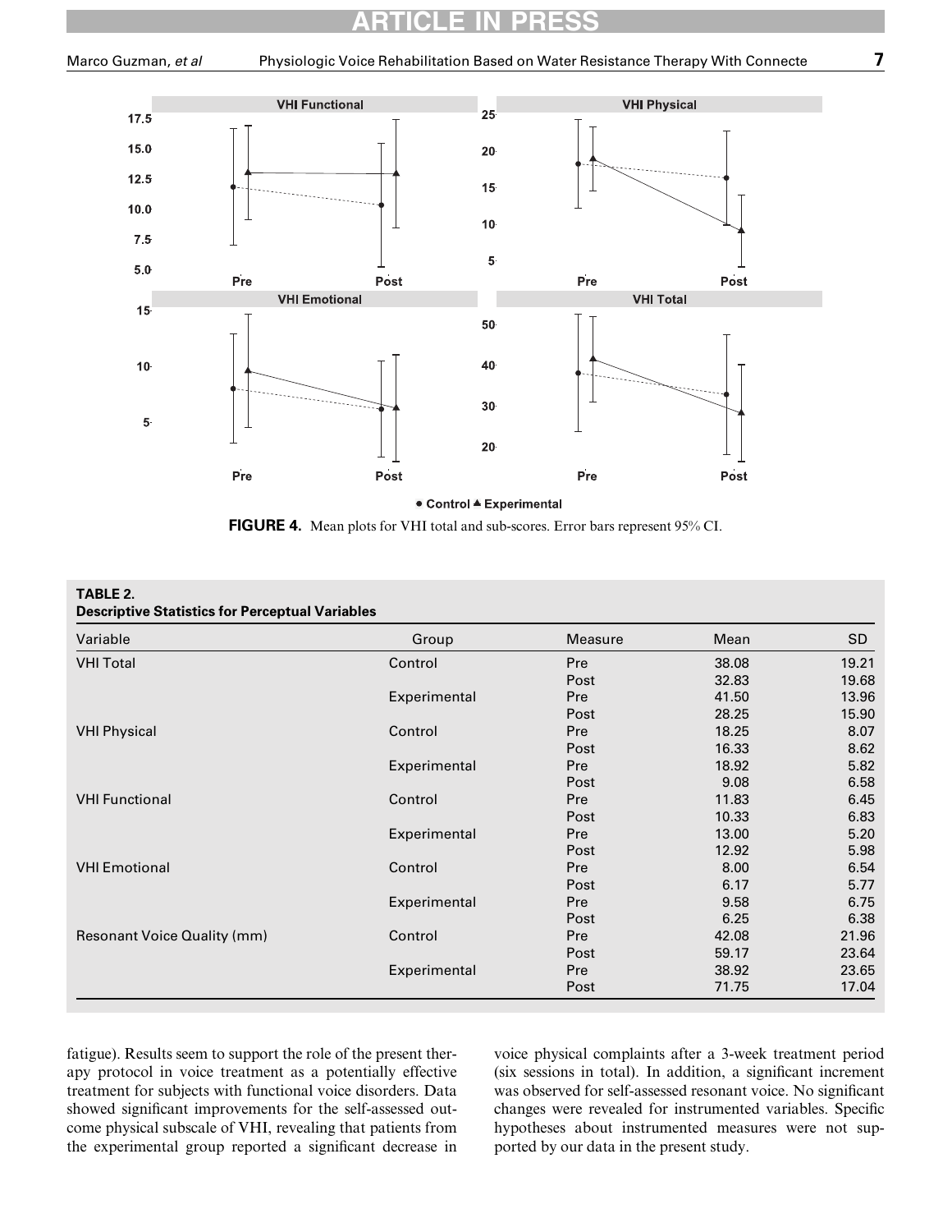FIGURE 4. Mean plots for VHI total and sub-scores. Error bars represent 95% CI.

**TABLE 2.**
**Descriptive Statistics for Perceptual Variables**

| Variable | Group | Measure | Mean | SD |
|---|---|---|---|---|
| VHI Total | Control | Pre | 38.08 | 19.21 |
| | | Post | 32.83 | 19.68 |
| | Experimental | Pre | 41.50 | 13.96 |
| | | Post | 28.25 | 15.90 |
| VHI Physical | Control | Pre | 18.25 | 8.07 |
| | | Post | 16.33 | 8.62 |
| | Experimental | Pre | 18.92 | 5.82 |
| | | Post | 9.08 | 6.58 |
| VHI Functional | Control | Pre | 11.83 | 6.45 |
| | | Post | 10.33 | 6.83 |
| | Experimental | Pre | 13.00 | 5.20 |
| | | Post | 12.92 | 5.98 |
| VHI Emotional | Control | Pre | 8.00 | 6.54 |
| | | Post | 6.17 | 5.77 |
| | Experimental | Pre | 9.58 | 6.75 |
| | | Post | 6.25 | 6.38 |
| Resonant Voice Quality (mm) | Control | Pre | 42.08 | 21.96 |
| | | Post | 59.17 | 23.64 |
| | Experimental | Pre | 38.92 | 23.65 |
| | | Post | 71.75 | 17.04 |

fatigue). Results seem to support the role of the present therapy protocol in voice treatment as a potentially effective treatment for subjects with functional voice disorders. Data showed significant improvements for the self-assessed outcome physical subscale of VHI, revealing that patients from the experimental group reported a significant decrease in voice physical complaints after a 3-week treatment period (six sessions in total). In addition, a significant increment was observed for self-assessed resonant voice. No significant changes were revealed for instrumented variables. Specific hypotheses about instrumented measures were not supported by our data in the present study.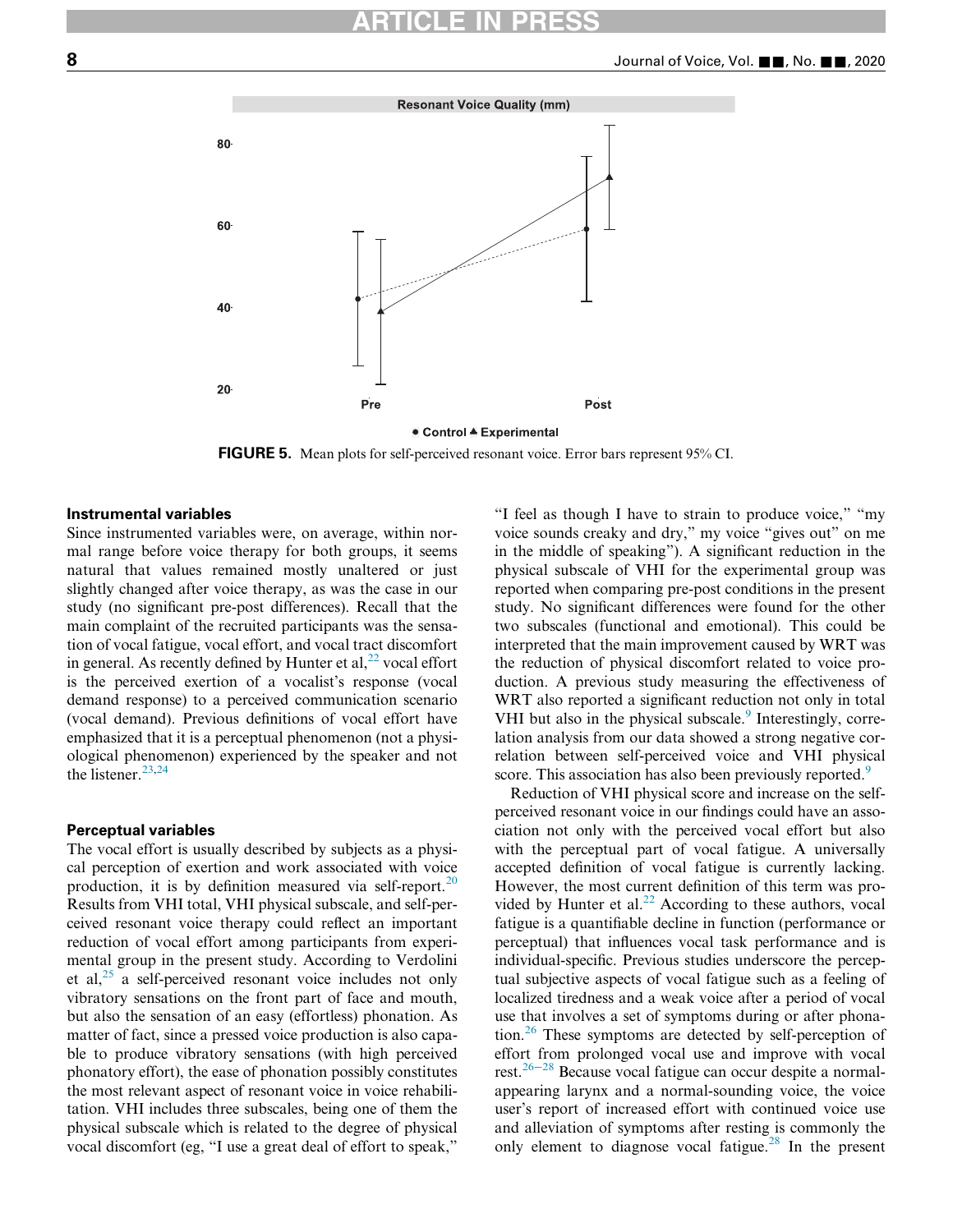FIGURE 5. Mean plots for self-perceived resonant voice. Error bars represent 95% CI.

### Instrumental variables

Since instrumented variables were, on average, within normal range before voice therapy for both groups, it seems natural that values remained mostly unaltered or just slightly changed after voice therapy, as was the case in our study (no significant pre-post differences). Recall that the main complaint of the recruited participants was the sensation of vocal fatigue, vocal effort, and vocal tract discomfort in general. As recently defined by Hunter et al,[22] vocal effort is the perceived exertion of a vocalist's response (vocal demand response) to a perceived communication scenario (vocal demand). Previous definitions of vocal effort have emphasized that it is a perceptual phenomenon (not a physiological phenomenon) experienced by the speaker and not the listener.[23,24]

### Perceptual variables

The vocal effort is usually described by subjects as a physical perception of exertion and work associated with voice production, it is by definition measured via self-report.[20] Results from VHI total, VHI physical subscale, and self-perceived resonant voice therapy could reflect an important reduction of vocal effort among participants from experimental group in the present study. According to Verdolini et al,[25] a self-perceived resonant voice includes not only vibratory sensations on the front part of face and mouth, but also the sensation of an easy (effortless) phonation. As matter of fact, since a pressed voice production is also capable to produce vibratory sensations (with high perceived phonatory effort), the ease of phonation possibly constitutes the most relevant aspect of resonant voice in voice rehabilitation. VHI includes three subscales, being one of them the physical subscale which is related to the degree of physical vocal discomfort (eg, "I use a great deal of effort to speak," "I feel as though I have to strain to produce voice," "my voice sounds creaky and dry," my voice "gives out" on me in the middle of speaking"). A significant reduction in the physical subscale of VHI for the experimental group was reported when comparing pre-post conditions in the present study. No significant differences were found for the other two subscales (functional and emotional). This could be interpreted that the main improvement caused by WRT was the reduction of physical discomfort related to voice production. A previous study measuring the effectiveness of WRT also reported a significant reduction not only in total VHI but also in the physical subscale.[9] Interestingly, correlation analysis from our data showed a strong negative correlation between self-perceived voice and VHI physical score. This association has also been previously reported.[9]

Reduction of VHI physical score and increase on the self-perceived resonant voice in our findings could have an association not only with the perceived vocal effort but also with the perceptual part of vocal fatigue. A universally accepted definition of vocal fatigue is currently lacking. However, the most current definition of this term was provided by Hunter et al.[22] According to these authors, vocal fatigue is a quantifiable decline in function (performance or perceptual) that influences vocal task performance and is individual-specific. Previous studies underscore the perceptual subjective aspects of vocal fatigue such as a feeling of localized tiredness and a weak voice after a period of vocal use that involves a set of symptoms during or after phonation.[26] These symptoms are detected by self-perception of effort from prolonged vocal use and improve with vocal rest.[26–28] Because vocal fatigue can occur despite a normal-appearing larynx and a normal-sounding voice, the voice user's report of increased effort with continued voice use and alleviation of symptoms after resting is commonly the only element to diagnose vocal fatigue.[28] In the present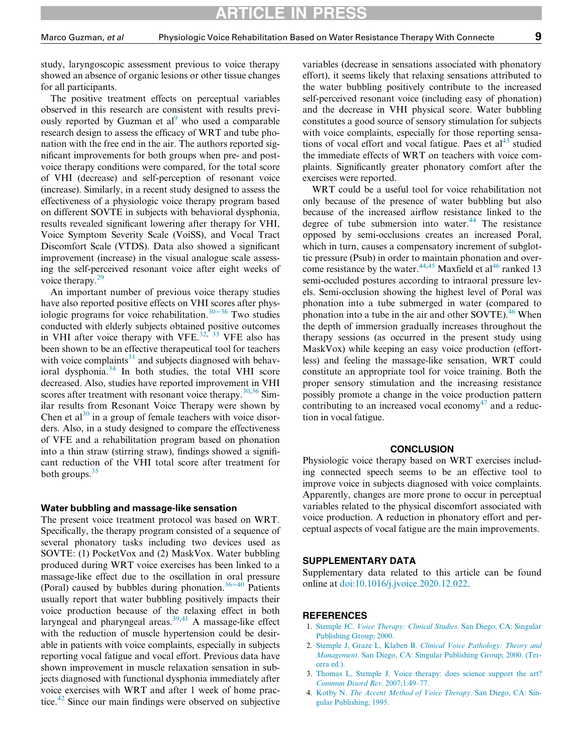study, laryngoscopic assessment previous to voice therapy showed an absence of organic lesions or other tissue changes for all participants.

The positive treatment effects on perceptual variables observed in this research are consistent with results previously reported by Guzman et al[9] who used a comparable research design to assess the efficacy of WRT and tube phonation with the free end in the air. The authors reported significant improvements for both groups when pre- and post-voice therapy conditions were compared, for the total score of VHI (decrease) and self-perception of resonant voice (increase). Similarly, in a recent study designed to assess the effectiveness of a physiologic voice therapy program based on different SOVTE in subjects with behavioral dysphonia, results revealed significant lowering after therapy for VHI, Voice Symptom Severity Scale (VoiSS), and Vocal Tract Discomfort Scale (VTDS). Data also showed a significant improvement (increase) in the visual analogue scale assessing the self-perceived resonant voice after eight weeks of voice therapy.[29]

An important number of previous voice therapy studies have also reported positive effects on VHI scores after physiologic programs for voice rehabilitation.[30–36] Two studies conducted with elderly subjects obtained positive outcomes in VHI after voice therapy with VFE.[32, 33] VFE also has been shown to be an effective therapeutical tool for teachers with voice complaints[31] and subjects diagnosed with behavioral dysphonia.[34] In both studies, the total VHI score decreased. Also, studies have reported improvement in VHI scores after treatment with resonant voice therapy.[30,36] Similar results from Resonant Voice Therapy were shown by Chen et al[30] in a group of female teachers with voice disorders. Also, in a study designed to compare the effectiveness of VFE and a rehabilitation program based on phonation into a thin straw (stirring straw), findings showed a significant reduction of the VHI total score after treatment for both groups.[35]

### Water bubbling and massage-like sensation

The present voice treatment protocol was based on WRT. Specifically, the therapy program consisted of a sequence of several phonatory tasks including two devices used as SOVTE: (1) PocketVox and (2) MaskVox. Water bubbling produced during WRT voice exercises has been linked to a massage-like effect due to the oscillation in oral pressure (Poral) caused by bubbles during phonation.[36–40] Patients usually report that water bubbling positively impacts their voice production because of the relaxing effect in both laryngeal and pharyngeal areas.[39,41] A massage-like effect with the reduction of muscle hypertension could be desirable in patients with voice complaints, especially in subjects reporting vocal fatigue and vocal effort. Previous data have shown improvement in muscle relaxation sensation in subjects diagnosed with functional dysphonia immediately after voice exercises with WRT and after 1 week of home practice.[42] Since our main findings were observed on subjective variables (decrease in sensations associated with phonatory effort), it seems likely that relaxing sensations attributed to the water bubbling positively contribute to the increased self-perceived resonant voice (including easy of phonation) and the decrease in VHI physical score. Water bubbling constitutes a good source of sensory stimulation for subjects with voice complaints, especially for those reporting sensations of vocal effort and vocal fatigue. Paes et al[43] studied the immediate effects of WRT on teachers with voice complaints. Significantly greater phonatory comfort after the exercises were reported.

WRT could be a useful tool for voice rehabilitation not only because of the presence of water bubbling but also because of the increased airflow resistance linked to the degree of tube submersion into water.[44] The resistance opposed by semi-occlusions creates an increased Poral, which in turn, causes a compensatory increment of subglottic pressure (Psub) in order to maintain phonation and overcome resistance by the water.[44,45] Maxfield et al[46] ranked 13 semi-occluded postures according to intraoral pressure levels. Semi-occlusion showing the highest level of Poral was phonation into a tube submerged in water (compared to phonation into a tube in the air and other SOVTE).[46] When the depth of immersion gradually increases throughout the therapy sessions (as occurred in the present study using MaskVox) while keeping an easy voice production (effortless) and feeling the massage-like sensation, WRT could constitute an appropriate tool for voice training. Both the proper sensory stimulation and the increasing resistance possibly promote a change in the voice production pattern contributing to an increased vocal economy[47] and a reduction in vocal fatigue.

## CONCLUSION

Physiologic voice therapy based on WRT exercises including connected speech seems to be an effective tool to improve voice in subjects diagnosed with voice complaints. Apparently, changes are more prone to occur in perceptual variables related to the physical discomfort associated with voice production. A reduction in phonatory effort and perceptual aspects of vocal fatigue are the main improvements.

## SUPPLEMENTARY DATA

Supplementary data related to this article can be found online at doi:10.1016/j.jvoice.2020.12.022.

## REFERENCES

1. Stemple JC. *Voice Therapy: Clinical Studies*. San Diego, CA: Singular Publishing Group; 2000.
2. Stemple J, Graze L, Klaben B. *Clinical Voice Pathology: Theory and Management*. San Diego, CA: Singular Publishing Group; 2000. (Tercera ed.).
3. Thomas L, Stemple J. Voice therapy: does science support the art? *Commun Disord Rev*. 2007;1:49–77.
4. Kotby N. *The Accent Method of Voice Therapy*. San Diego, CA: Singular Publishing; 1995.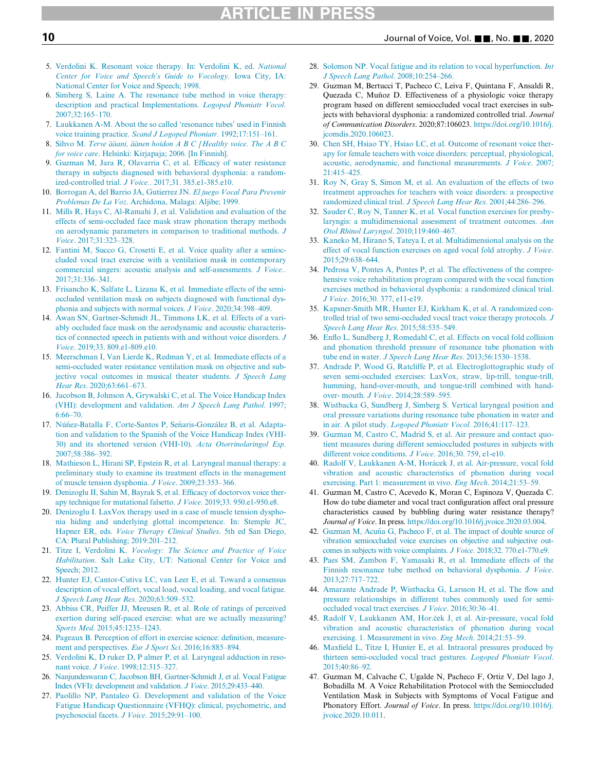5. Verdolini K. Resonant voice therapy. In: Verdolini K, ed. *National Center for Voice and Speech's Guide to Vocology*. Iowa City, IA: National Center for Voice and Speech; 1998.
6. Simberg S, Laine A. The resonance tube method in voice therapy: description and practical Implementations. *Logoped Phoniatr Vocol*. 2007;32:165–170.
7. Laukkanen A-M. About the so called 'resonance tubes' used in Finnish voice training practice. *Scand J Logoped Phoniatr*. 1992;17:151–161.
8. Sihvo M. *Terve ääani, äänen hoidon A B C [Healthy voice. The A B C for voice care*. Helsinki: Kirjapaja; 2006. [In Finnish].
9. Guzman M, Jara R, Olavarria C, et al. Efficacy of water resistance therapy in subjects diagnosed with behavioral dysphonia: a randomized-controlled trial. *J Voice.*. 2017;31. 385.e1-385.e10.
10. Borrogan A, del Barrio JA, Gutierrez JN. *El juego Vocal Para Prevenir Problemas De La Voz*. Archidona, Malaga: Aljibe; 1999.
11. Mills R, Hays C, Al-Ramahi J, et al. Validation and evaluation of the effects of semi-occluded face mask straw phonation therapy methods on aerodynamic parameters in comparison to traditional methods. *J Voice*. 2017;31:323–328.
12. Fantini M, Succo G, Crosetti E, et al. Voice quality after a semioccluded vocal tract exercise with a ventilation mask in contemporary commercial singers: acoustic analysis and self-assessments. *J Voice.*. 2017;31:336–341.
13. Frisancho K, Salfate L, Lizana K, et al. Immediate effects of the semi-occluded ventilation mask on subjects diagnosed with functional dysphonia and subjects with normal voices. *J Voice*. 2020;34:398–409.
14. Awan SN, Gartner-Schmidt JL, Timmons LK, et al. Effects of a variably occluded face mask on the aerodynamic and acoustic characteristics of connected speech in patients with and without voice disorders. *J Voice*. 2019;33. 809.e1-809.e10.
15. Meerschman I, Van Lierde K, Redman Y, et al. Immediate effects of a semi-occluded water resistance ventilation mask on objective and subjective vocal outcomes in musical theater students. *J Speech Lang Hear Res*. 2020;63:661–673.
16. Jacobson B, Johnson A, Grywalski C, et al. The Voice Handicap Index (VHI): development and validation. *Am J Speech Lang Pathol*. 1997;6:66–70.
17. Núñez-Batalla F, Corte-Santos P, Señaris-González B, et al. Adaptation and validation to the Spanish of the Voice Handicap Index (VHI-30) and its shortened version (VHI-10). *Acta Otorrinolaringol Esp*. 2007;58:386–392.
18. Mathieson L, Hirani SP, Epstein R, et al. Laryngeal manual therapy: a preliminary study to examine its treatment effects in the management of muscle tension dysphonia. *J Voice*. 2009;23:353–366.
19. Denizoglu II, Sahin M, Bayrak S, et al. Efficacy of doctorvox voice therapy technique for mutational falsetto. *J Voice*. 2019;33. 950.e1-950.e8.
20. Denizoglu I. LaxVox therapy used in a case of muscle tension dysphonia hiding and underlying glottal incompetence. In: Stemple JC, Hapner ER, eds. *Voice Therapy Clinical Studies*. 5th ed San Diego, CA: Plural Publishing; 2019:201–212.
21. Titze I, Verdolini K. *Vocology: The Science and Practice of Voice Habilitation*. Salt Lake City, UT: National Center for Voice and Speech; 2012.
22. Hunter EJ, Cantor-Cutiva LC, van Leer E, et al. Toward a consensus description of vocal effort, vocal load, vocal loading, and vocal fatigue. *J Speech Lang Hear Res*. 2020;63:509–532.
23. Abbiss CR, Peiffer JJ, Meeusen R, et al. Role of ratings of perceived exertion during self-paced exercise: what are we actually measuring? *Sports Med*. 2015;45:1235–1243.
24. Pageaux B. Perception of effort in exercise science: definition, measurement and perspectives. *Eur J Sport Sci*. 2016;16:885–894.
25. Verdolini K, D ruker D, P almer P, et al. Laryngeal adduction in resonant voice. *J Voice*. 1998;12:315–327.
26. Nanjundeswaran C, Jacobson BH, Gartner-Schmidt J, et al. Vocal Fatigue Index (VFI): development and validation. *J Voice*. 2015;29:433–440.
27. Paolillo NP, Pantaleo G. Development and validation of the Voice Fatigue Handicap Questionnaire (VFHQ): clinical, psychometric, and psychosocial facets. *J Voice*. 2015;29:91–100.
28. Solomon NP. Vocal fatigue and its relation to vocal hyperfunction. *Int J Speech Lang Pathol*. 2008;10:254–266.
29. Guzman M, Bertucci T, Pacheco C, Leiva F, Quintana F, Ansaldi R, Quezada C, Muñoz D. Effectiveness of a physiologic voice therapy program based on different semioccluded vocal tract exercises in subjects with behavioral dysphonia: a randomized controlled trial. *Journal of Communication Disorders*. 2020;87:106023. https://doi.org/10.1016/j.jcomdis.2020.106023.
30. Chen SH, Hsiao TY, Hsiao LC, et al. Outcome of resonant voice therapy for female teachers with voice disorders: perceptual, physiological, acoustic, aerodynamic, and functional measurements. *J Voice*. 2007;21:415–425.
31. Roy N, Gray S, Simon M, et al. An evaluation of the effects of two treatment approaches for teachers with voice disorders: a prospective randomized clinical trial. *J Speech Lang Hear Res*. 2001;44:286–296.
32. Sauder C, Roy N, Tanner K, et al. Vocal function exercises for presbylaryngis: a multidimensional assessment of treatment outcomes. *Ann Otol Rhinol Laryngol*. 2010;119:460–467.
33. Kaneko M, Hirano S, Tateya I, et al. Multidimensional analysis on the effect of vocal function exercises on aged vocal fold atrophy. *J Voice*. 2015;29:638–644.
34. Pedrosa V, Pontes A, Pontes P, et al. The effectiveness of the comprehensive voice rehabilitation program compared with the vocal function exercises method in behavioral dysphonia: a randomized clinical trial. *J Voice*. 2016;30. 377, e11-e19.
35. Kapsner-Smith MR, Hunter EJ, Kirkham K, et al. A randomized controlled trial of two semi-occluded vocal tract voice therapy protocols. *J Speech Lang Hear Res*. 2015;58:535–549.
36. Enflo L, Sundberg J, Romedahl C, et al. Effects on vocal fold collision and phonation threshold pressure of resonance tube phonation with tube end in water. *J Speech Lang Hear Res*. 2013;56:1530–1538.
37. Andrade P, Wood G, Ratcliffe P, et al. Electroglottographic study of seven semi-occluded exercises: LaxVox, straw, lip-trill, tongue-trill, humming, hand-over-mouth, and tongue-trill combined with hand-over- mouth. *J Voice*. 2014;28:589–595.
38. Wistbacka G, Sundberg J, Simberg S. Vertical laryngeal position and oral pressure variations during resonance tube phonation in water and in air. A pilot study. *Logoped Phoniatr Vocol*. 2016;41:117–123.
39. Guzman M, Castro C, Madrid S, et al. Air pressure and contact quotient measures during different semioccluded postures in subjects with different voice conditions. *J Voice*. 2016;30. 759, e1-e10.
40. Radolf V, Laukkanen A-M, Horácek J, et al. Air-pressure, vocal fold vibration and acoustic characteristics of phonation during vocal exercising. Part 1: measurement in vivo. *Eng Mech*. 2014;21:53–59.
41. Guzman M, Castro C, Acevedo K, Moran C, Espinoza V, Quezada C. How do tube diameter and vocal tract configuration affect oral pressure characteristics caused by bubbling during water resistance therapy? *Journal of Voice*. In press. https://doi.org/10.1016/j.jvoice.2020.03.004.
42. Guzman M, Acuña G, Pacheco F, et al. The impact of double source of vibration semioccluded voice exercises on objective and subjective outcomes in subjects with voice complaints. *J Voice*. 2018;32. 770.e1-770.e9.
43. Paes SM, Zambon F, Yamasaki R, et al. Immediate effects of the Finnish resonance tube method on behavioral dysphonia. *J Voice*. 2013;27:717–722.
44. Amarante Andrade P, Wistbacka G, Larsson H, et al. The flow and pressure relationships in different tubes commonly used for semi-occluded vocal tract exercises. *J Voice*. 2016;30:36–41.
45. Radolf V, Laukkanen AM, Horček J, et al. Air-pressure, vocal fold vibration and acoustic characteristics of phonation during vocal exercising. 1. Measurement in vivo. *Eng Mech*. 2014;21:53–59.
46. Maxfield L, Titze I, Hunter E, et al. Intraoral pressures produced by thirteen semi-occluded vocal tract gestures. *Logoped Phoniatr Vocol*. 2015;40:86–92.
47. Guzman M, Calvache C, Ugalde N, Pacheco F, Ortiz V, Del lago J, Bobadilla M. A Voice Rehabilitation Protocol with the Semioccluded Ventilation Mask in Subjects with Symptoms of Vocal Fatigue and Phonatory Effort. *Journal of Voice*. In press. https://doi.org/10.1016/j.jvoice.2020.10.011.